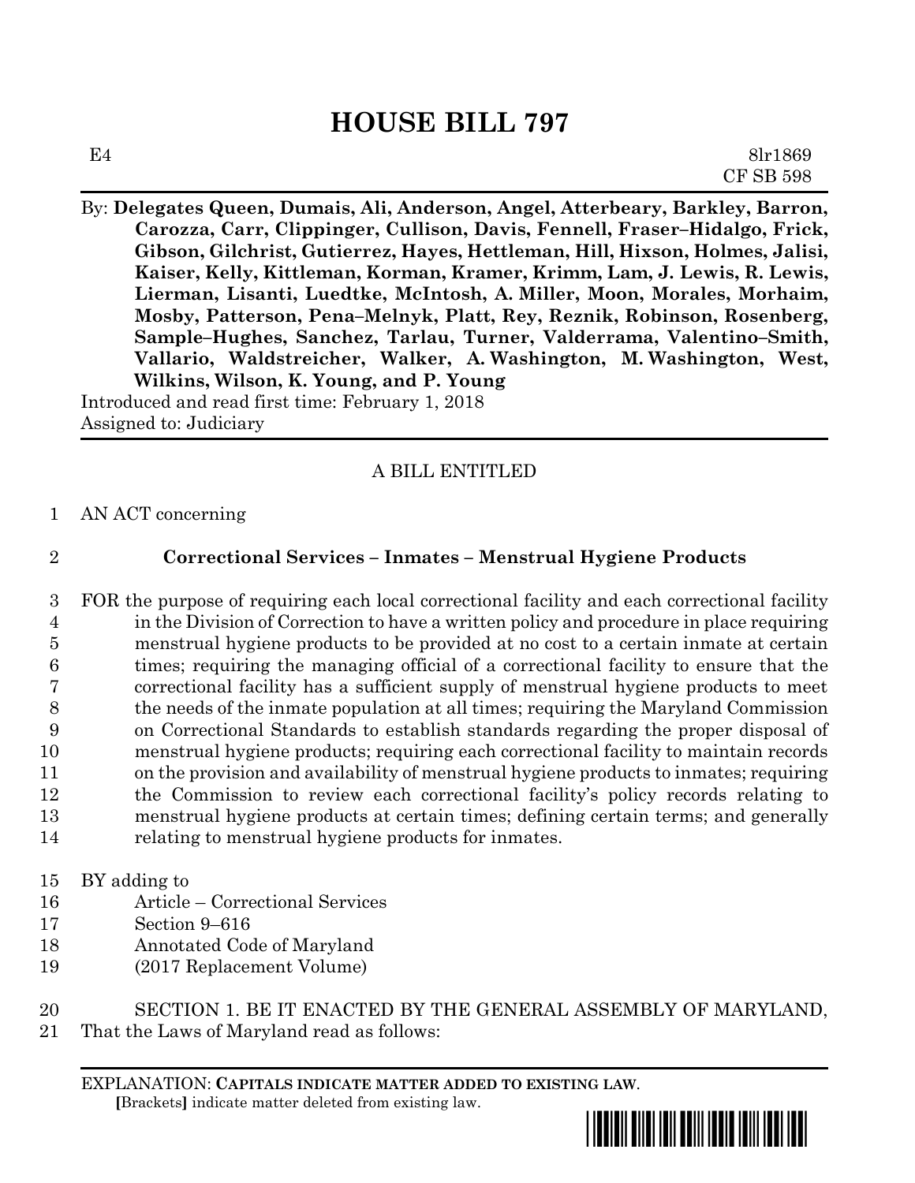# HOUSE BILL 797

E4 8lr1869
CF SB 598

By: **Delegates Queen, Dumais, Ali, Anderson, Angel, Atterbeary, Barkley, Barron, Carozza, Carr, Clippinger, Cullison, Davis, Fennell, Fraser–Hidalgo, Frick, Gibson, Gilchrist, Gutierrez, Hayes, Hettleman, Hill, Hixson, Holmes, Jalisi, Kaiser, Kelly, Kittleman, Korman, Kramer, Krimm, Lam, J. Lewis, R. Lewis, Lierman, Lisanti, Luedtke, McIntosh, A. Miller, Moon, Morales, Morhaim, Mosby, Patterson, Pena–Melnyk, Platt, Rey, Reznik, Robinson, Rosenberg, Sample–Hughes, Sanchez, Tarlau, Turner, Valderrama, Valentino–Smith, Vallario, Waldstreicher, Walker, A. Washington, M. Washington, West, Wilkins, Wilson, K. Young, and P. Young**

Introduced and read first time: February 1, 2018
Assigned to: Judiciary

A BILL ENTITLED

1 AN ACT concerning

2 **Correctional Services – Inmates – Menstrual Hygiene Products**

3 FOR the purpose of requiring each local correctional facility and each correctional facility
4 in the Division of Correction to have a written policy and procedure in place requiring
5 menstrual hygiene products to be provided at no cost to a certain inmate at certain
6 times; requiring the managing official of a correctional facility to ensure that the
7 correctional facility has a sufficient supply of menstrual hygiene products to meet
8 the needs of the inmate population at all times; requiring the Maryland Commission
9 on Correctional Standards to establish standards regarding the proper disposal of
10 menstrual hygiene products; requiring each correctional facility to maintain records
11 on the provision and availability of menstrual hygiene products to inmates; requiring
12 the Commission to review each correctional facility's policy records relating to
13 menstrual hygiene products at certain times; defining certain terms; and generally
14 relating to menstrual hygiene products for inmates.

15 BY adding to
16 Article – Correctional Services
17 Section 9–616
18 Annotated Code of Maryland
19 (2017 Replacement Volume)

20 SECTION 1. BE IT ENACTED BY THE GENERAL ASSEMBLY OF MARYLAND,
21 That the Laws of Maryland read as follows:

EXPLANATION: **CAPITALS INDICATE MATTER ADDED TO EXISTING LAW**.
**[**Brackets**]** indicate matter deleted from existing law.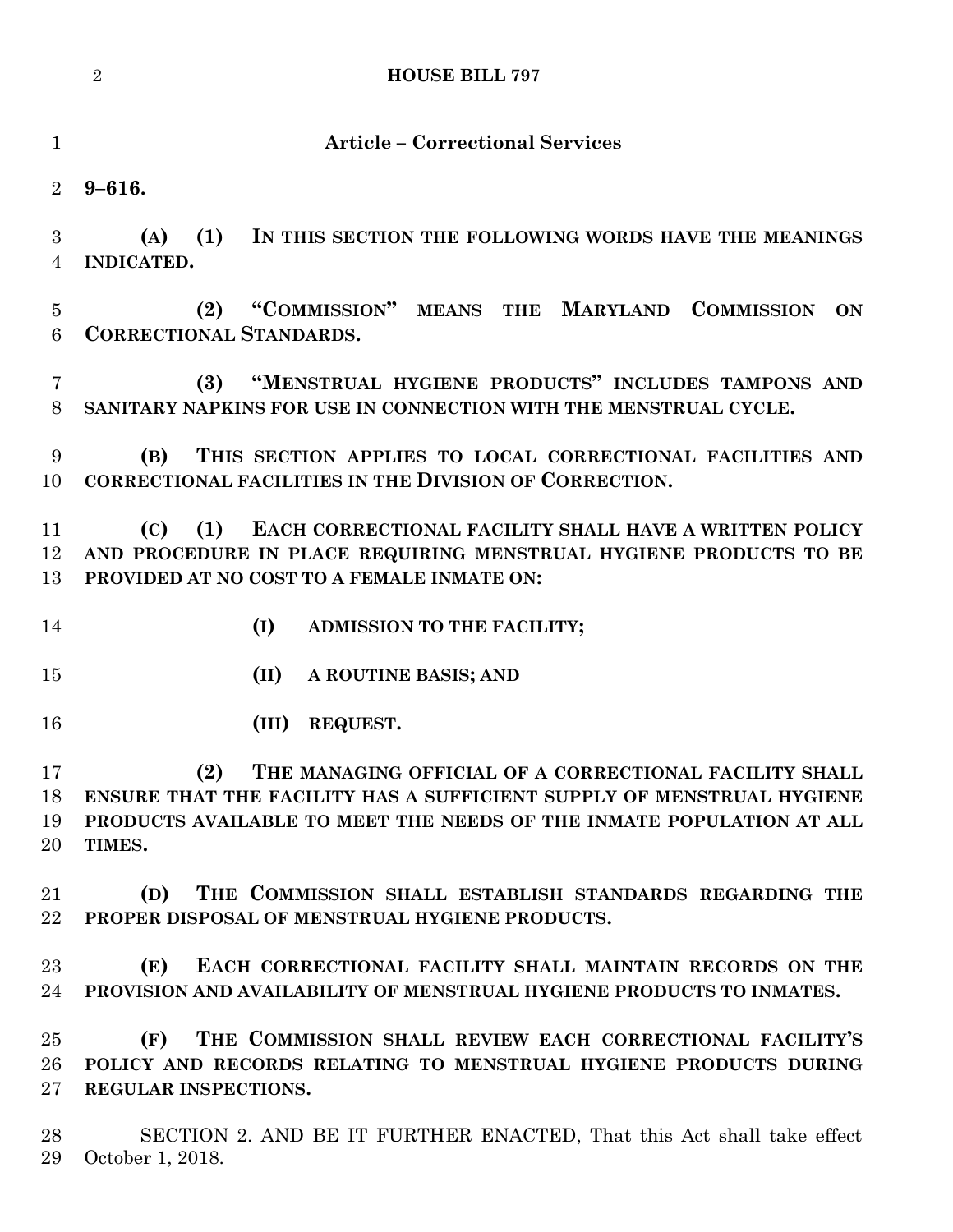**Article – Correctional Services**

**9–616.**

**(A) (1) IN THIS SECTION THE FOLLOWING WORDS HAVE THE MEANINGS INDICATED.**

**(2) "COMMISSION" MEANS THE MARYLAND COMMISSION ON CORRECTIONAL STANDARDS.**

**(3) "MENSTRUAL HYGIENE PRODUCTS" INCLUDES TAMPONS AND SANITARY NAPKINS FOR USE IN CONNECTION WITH THE MENSTRUAL CYCLE.**

**(B) THIS SECTION APPLIES TO LOCAL CORRECTIONAL FACILITIES AND CORRECTIONAL FACILITIES IN THE DIVISION OF CORRECTION.**

**(C) (1) EACH CORRECTIONAL FACILITY SHALL HAVE A WRITTEN POLICY AND PROCEDURE IN PLACE REQUIRING MENSTRUAL HYGIENE PRODUCTS TO BE PROVIDED AT NO COST TO A FEMALE INMATE ON:**

**(I) ADMISSION TO THE FACILITY;**

**(II) A ROUTINE BASIS; AND**

**(III) REQUEST.**

**(2) THE MANAGING OFFICIAL OF A CORRECTIONAL FACILITY SHALL ENSURE THAT THE FACILITY HAS A SUFFICIENT SUPPLY OF MENSTRUAL HYGIENE PRODUCTS AVAILABLE TO MEET THE NEEDS OF THE INMATE POPULATION AT ALL TIMES.**

**(D) THE COMMISSION SHALL ESTABLISH STANDARDS REGARDING THE PROPER DISPOSAL OF MENSTRUAL HYGIENE PRODUCTS.**

**(E) EACH CORRECTIONAL FACILITY SHALL MAINTAIN RECORDS ON THE PROVISION AND AVAILABILITY OF MENSTRUAL HYGIENE PRODUCTS TO INMATES.**

**(F) THE COMMISSION SHALL REVIEW EACH CORRECTIONAL FACILITY'S POLICY AND RECORDS RELATING TO MENSTRUAL HYGIENE PRODUCTS DURING REGULAR INSPECTIONS.**

SECTION 2. AND BE IT FURTHER ENACTED, That this Act shall take effect October 1, 2018.